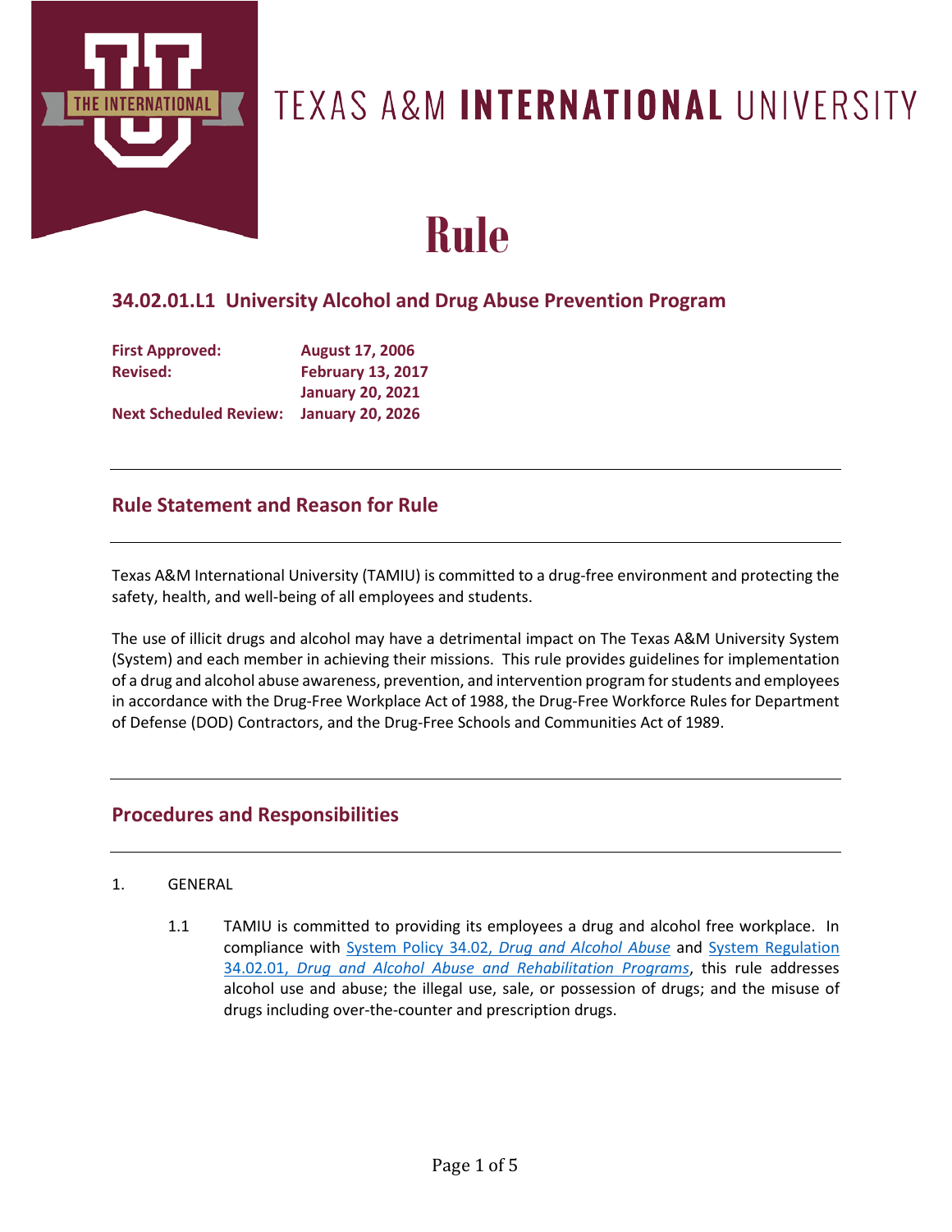# TEXAS A&M INTERNATIONAL UNIVERSITY

# Rule

## 34.02.01.L1 University Alcohol and Drug Abuse Prevention Program

| | |
|---|---|
| **First Approved:** | **August 17, 2006** |
| **Revised:** | **February 13, 2017** |
| | **January 20, 2021** |
| **Next Scheduled Review:** | **January 20, 2026** |

## Rule Statement and Reason for Rule

Texas A&M International University (TAMIU) is committed to a drug-free environment and protecting the safety, health, and well-being of all employees and students.

The use of illicit drugs and alcohol may have a detrimental impact on The Texas A&M University System (System) and each member in achieving their missions. This rule provides guidelines for implementation of a drug and alcohol abuse awareness, prevention, and intervention program for students and employees in accordance with the Drug-Free Workplace Act of 1988, the Drug-Free Workforce Rules for Department of Defense (DOD) Contractors, and the Drug-Free Schools and Communities Act of 1989.

## Procedures and Responsibilities

1. GENERAL

   1.1 TAMIU is committed to providing its employees a drug and alcohol free workplace. In compliance with System Policy 34.02, *Drug and Alcohol Abuse* and System Regulation 34.02.01, *Drug and Alcohol Abuse and Rehabilitation Programs*, this rule addresses alcohol use and abuse; the illegal use, sale, or possession of drugs; and the misuse of drugs including over-the-counter and prescription drugs.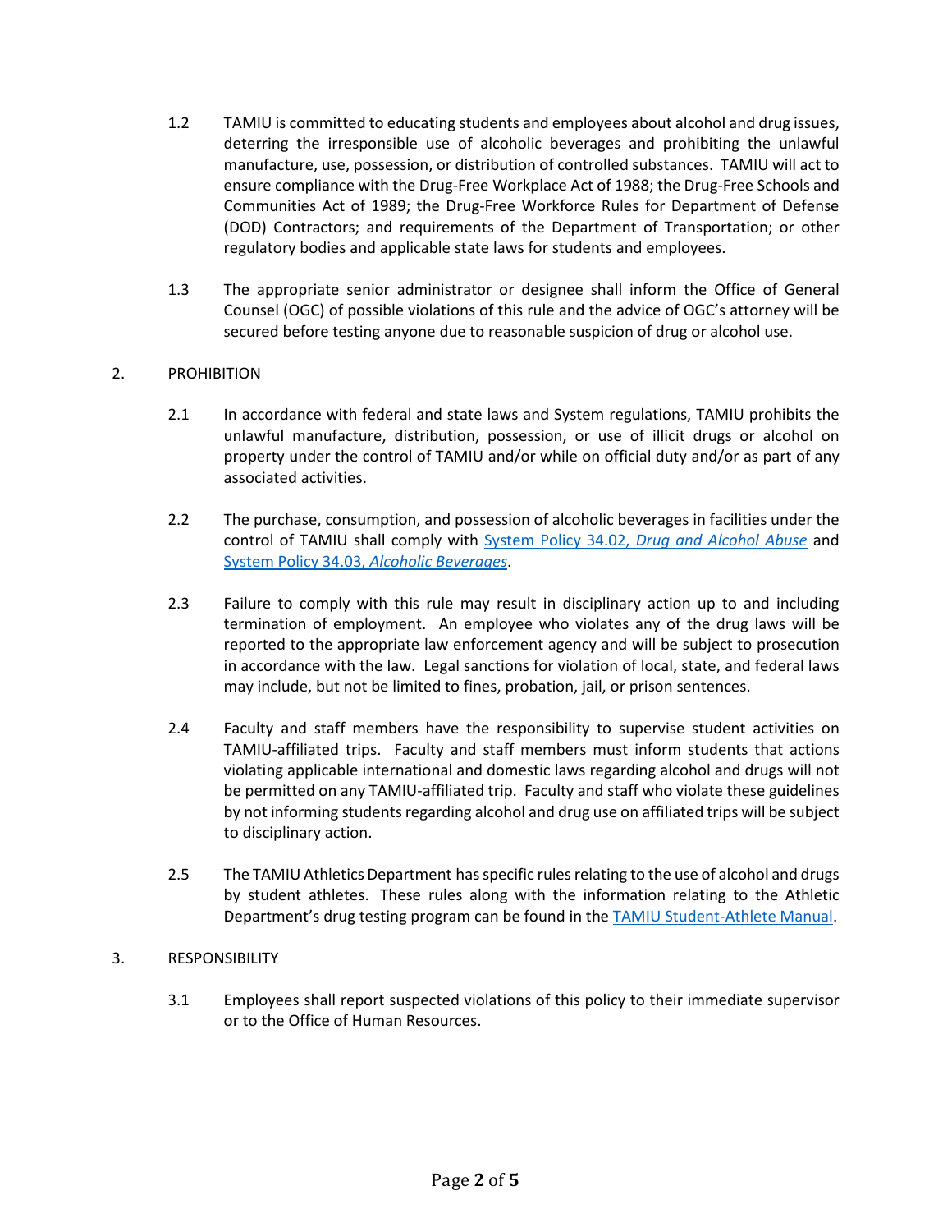1.2 TAMIU is committed to educating students and employees about alcohol and drug issues, deterring the irresponsible use of alcoholic beverages and prohibiting the unlawful manufacture, use, possession, or distribution of controlled substances. TAMIU will act to ensure compliance with the Drug-Free Workplace Act of 1988; the Drug-Free Schools and Communities Act of 1989; the Drug-Free Workforce Rules for Department of Defense (DOD) Contractors; and requirements of the Department of Transportation; or other regulatory bodies and applicable state laws for students and employees.

1.3 The appropriate senior administrator or designee shall inform the Office of General Counsel (OGC) of possible violations of this rule and the advice of OGC's attorney will be secured before testing anyone due to reasonable suspicion of drug or alcohol use.

## 2. PROHIBITION

2.1 In accordance with federal and state laws and System regulations, TAMIU prohibits the unlawful manufacture, distribution, possession, or use of illicit drugs or alcohol on property under the control of TAMIU and/or while on official duty and/or as part of any associated activities.

2.2 The purchase, consumption, and possession of alcoholic beverages in facilities under the control of TAMIU shall comply with System Policy 34.02, *Drug and Alcohol Abuse* and System Policy 34.03, *Alcoholic Beverages*.

2.3 Failure to comply with this rule may result in disciplinary action up to and including termination of employment. An employee who violates any of the drug laws will be reported to the appropriate law enforcement agency and will be subject to prosecution in accordance with the law. Legal sanctions for violation of local, state, and federal laws may include, but not be limited to fines, probation, jail, or prison sentences.

2.4 Faculty and staff members have the responsibility to supervise student activities on TAMIU-affiliated trips. Faculty and staff members must inform students that actions violating applicable international and domestic laws regarding alcohol and drugs will not be permitted on any TAMIU-affiliated trip. Faculty and staff who violate these guidelines by not informing students regarding alcohol and drug use on affiliated trips will be subject to disciplinary action.

2.5 The TAMIU Athletics Department has specific rules relating to the use of alcohol and drugs by student athletes. These rules along with the information relating to the Athletic Department's drug testing program can be found in the TAMIU Student-Athlete Manual.

## 3. RESPONSIBILITY

3.1 Employees shall report suspected violations of this policy to their immediate supervisor or to the Office of Human Resources.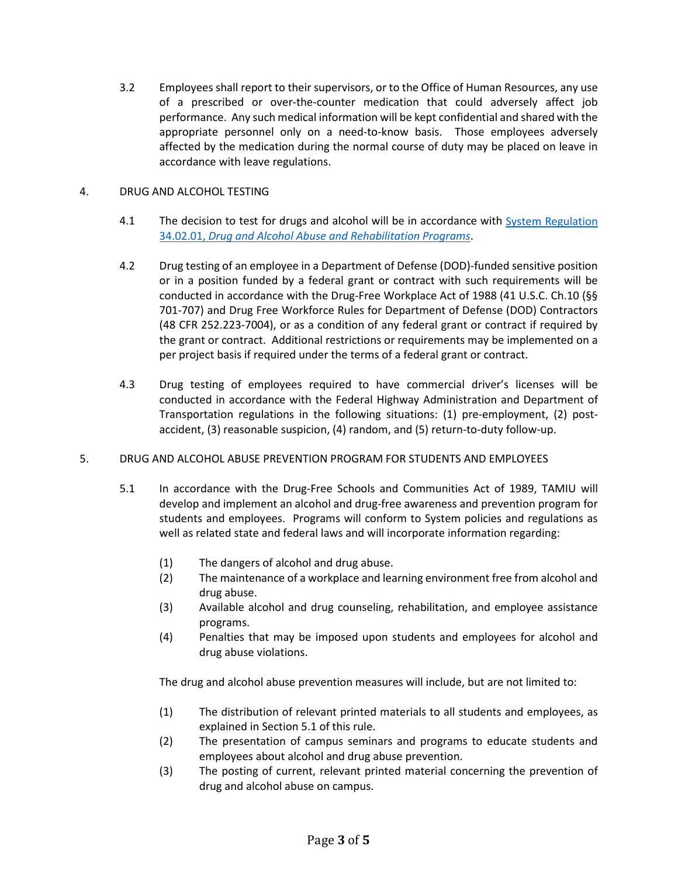3.2 Employees shall report to their supervisors, or to the Office of Human Resources, any use of a prescribed or over-the-counter medication that could adversely affect job performance. Any such medical information will be kept confidential and shared with the appropriate personnel only on a need-to-know basis. Those employees adversely affected by the medication during the normal course of duty may be placed on leave in accordance with leave regulations.

## 4. DRUG AND ALCOHOL TESTING

4.1 The decision to test for drugs and alcohol will be in accordance with [System Regulation 34.02.01, *Drug and Alcohol Abuse and Rehabilitation Programs*]().

4.2 Drug testing of an employee in a Department of Defense (DOD)-funded sensitive position or in a position funded by a federal grant or contract with such requirements will be conducted in accordance with the Drug-Free Workplace Act of 1988 (41 U.S.C. Ch.10 (§§ 701-707) and Drug Free Workforce Rules for Department of Defense (DOD) Contractors (48 CFR 252.223-7004), or as a condition of any federal grant or contract if required by the grant or contract. Additional restrictions or requirements may be implemented on a per project basis if required under the terms of a federal grant or contract.

4.3 Drug testing of employees required to have commercial driver's licenses will be conducted in accordance with the Federal Highway Administration and Department of Transportation regulations in the following situations: (1) pre-employment, (2) post-accident, (3) reasonable suspicion, (4) random, and (5) return-to-duty follow-up.

## 5. DRUG AND ALCOHOL ABUSE PREVENTION PROGRAM FOR STUDENTS AND EMPLOYEES

5.1 In accordance with the Drug-Free Schools and Communities Act of 1989, TAMIU will develop and implement an alcohol and drug-free awareness and prevention program for students and employees. Programs will conform to System policies and regulations as well as related state and federal laws and will incorporate information regarding:

(1) The dangers of alcohol and drug abuse.
(2) The maintenance of a workplace and learning environment free from alcohol and drug abuse.
(3) Available alcohol and drug counseling, rehabilitation, and employee assistance programs.
(4) Penalties that may be imposed upon students and employees for alcohol and drug abuse violations.

The drug and alcohol abuse prevention measures will include, but are not limited to:

(1) The distribution of relevant printed materials to all students and employees, as explained in Section 5.1 of this rule.
(2) The presentation of campus seminars and programs to educate students and employees about alcohol and drug abuse prevention.
(3) The posting of current, relevant printed material concerning the prevention of drug and alcohol abuse on campus.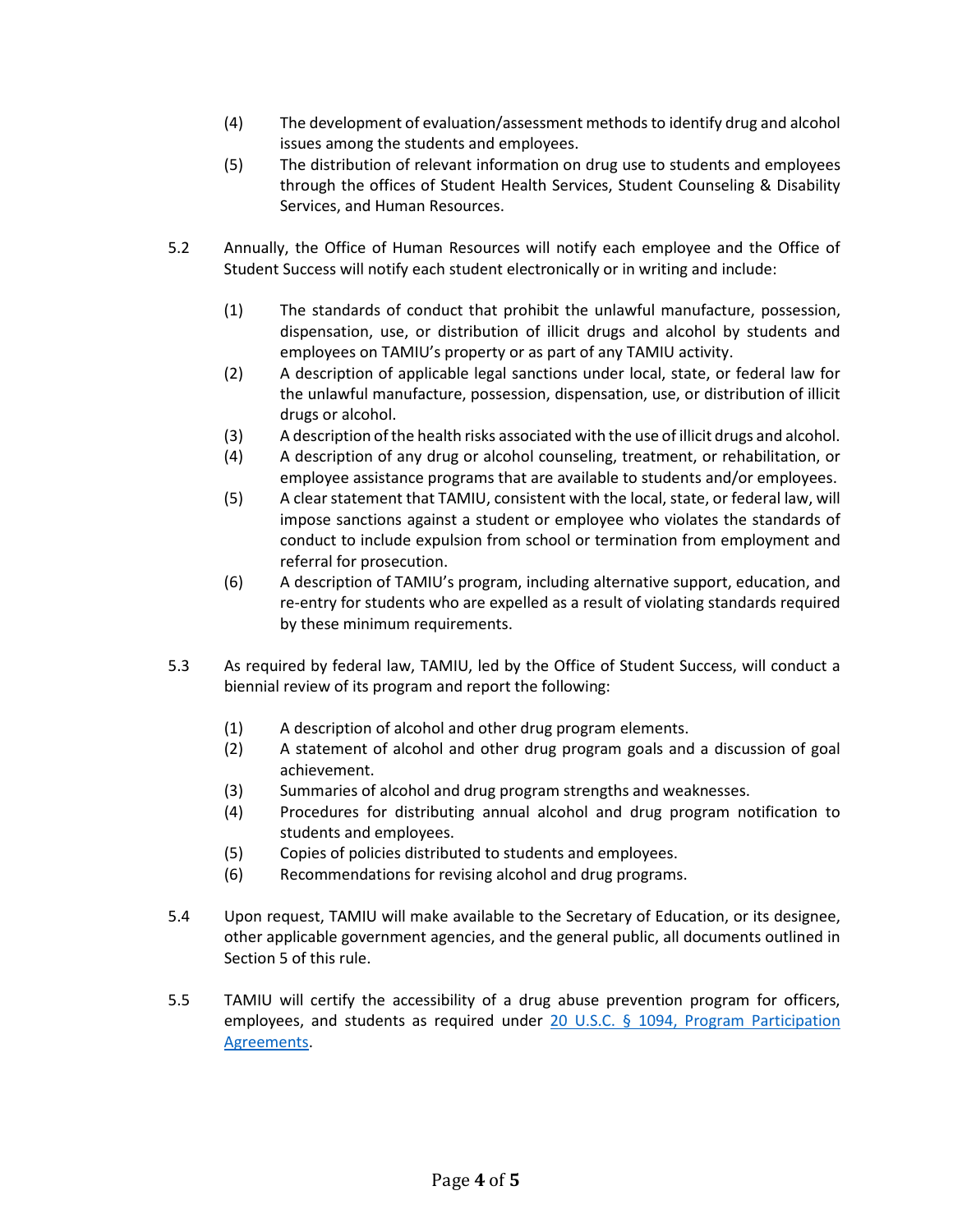(4) The development of evaluation/assessment methods to identify drug and alcohol issues among the students and employees.

(5) The distribution of relevant information on drug use to students and employees through the offices of Student Health Services, Student Counseling & Disability Services, and Human Resources.

5.2 Annually, the Office of Human Resources will notify each employee and the Office of Student Success will notify each student electronically or in writing and include:

(1) The standards of conduct that prohibit the unlawful manufacture, possession, dispensation, use, or distribution of illicit drugs and alcohol by students and employees on TAMIU's property or as part of any TAMIU activity.

(2) A description of applicable legal sanctions under local, state, or federal law for the unlawful manufacture, possession, dispensation, use, or distribution of illicit drugs or alcohol.

(3) A description of the health risks associated with the use of illicit drugs and alcohol.

(4) A description of any drug or alcohol counseling, treatment, or rehabilitation, or employee assistance programs that are available to students and/or employees.

(5) A clear statement that TAMIU, consistent with the local, state, or federal law, will impose sanctions against a student or employee who violates the standards of conduct to include expulsion from school or termination from employment and referral for prosecution.

(6) A description of TAMIU's program, including alternative support, education, and re-entry for students who are expelled as a result of violating standards required by these minimum requirements.

5.3 As required by federal law, TAMIU, led by the Office of Student Success, will conduct a biennial review of its program and report the following:

(1) A description of alcohol and other drug program elements.

(2) A statement of alcohol and other drug program goals and a discussion of goal achievement.

(3) Summaries of alcohol and drug program strengths and weaknesses.

(4) Procedures for distributing annual alcohol and drug program notification to students and employees.

(5) Copies of policies distributed to students and employees.

(6) Recommendations for revising alcohol and drug programs.

5.4 Upon request, TAMIU will make available to the Secretary of Education, or its designee, other applicable government agencies, and the general public, all documents outlined in Section 5 of this rule.

5.5 TAMIU will certify the accessibility of a drug abuse prevention program for officers, employees, and students as required under [20 U.S.C. § 1094, Program Participation Agreements](#).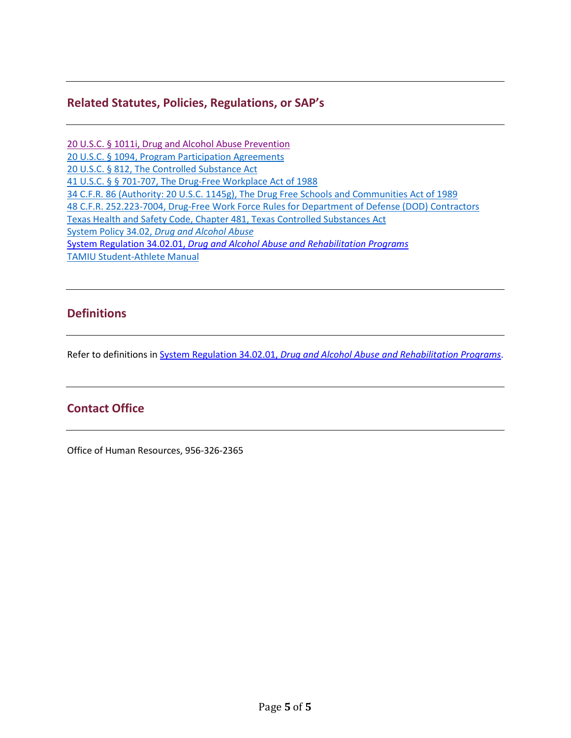## Related Statutes, Policies, Regulations, or SAP's

20 U.S.C. § 1011i, Drug and Alcohol Abuse Prevention
20 U.S.C. § 1094, Program Participation Agreements
20 U.S.C. § 812, The Controlled Substance Act
41 U.S.C. § § 701-707, The Drug-Free Workplace Act of 1988
34 C.F.R. 86 (Authority: 20 U.S.C. 1145g), The Drug Free Schools and Communities Act of 1989
48 C.F.R. 252.223-7004, Drug-Free Work Force Rules for Department of Defense (DOD) Contractors
Texas Health and Safety Code, Chapter 481, Texas Controlled Substances Act
System Policy 34.02, *Drug and Alcohol Abuse*
System Regulation 34.02.01, *Drug and Alcohol Abuse and Rehabilitation Programs*
TAMIU Student-Athlete Manual

## Definitions

Refer to definitions in System Regulation 34.02.01, *Drug and Alcohol Abuse and Rehabilitation Programs*.

## Contact Office

Office of Human Resources, 956-326-2365